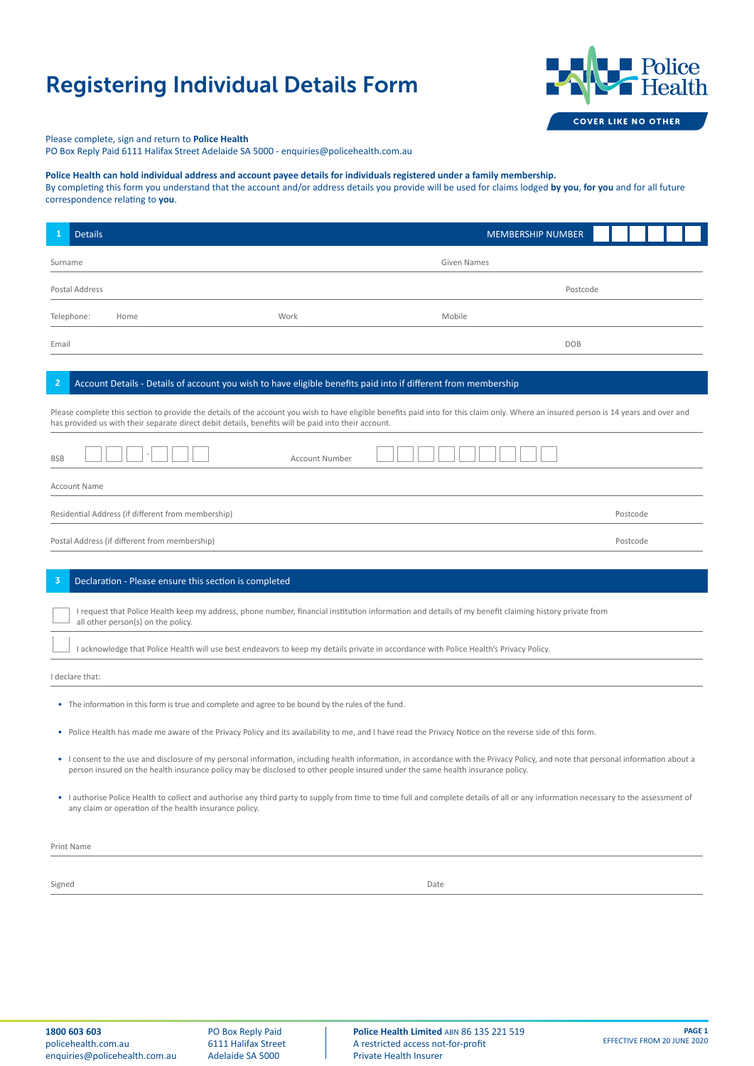# Registering Individual Details Form

Police Health
COVER LIKE NO OTHER

Please complete, sign and return to **Police Health**
PO Box Reply Paid 6111 Halifax Street Adelaide SA 5000 - enquiries@policehealth.com.au

**Police Health can hold individual address and account payee details for individuals registered under a family membership.**
By completing this form you understand that the account and/or address details you provide will be used for claims lodged **by you**, **for you** and for all future correspondence relating to **you**.

## 1 Details

MEMBERSHIP NUMBER ☐☐☐☐☐☐

Surname ______________________ Given Names ______________________

Postal Address ______________________ Postcode __________

Telephone: Home __________ Work __________ Mobile __________

Email ______________________ DOB __________

## 2 Account Details - Details of account you wish to have eligible benefits paid into if different from membership

Please complete this section to provide the details of the account you wish to have eligible benefits paid into for this claim only. Where an insured person is 14 years and over and has provided us with their separate direct debit details, benefits will be paid into their account.

BSB ☐☐☐ - ☐☐☐ Account Number ☐☐☐☐☐☐☐☐☐

Account Name ______________________

Residential Address (if different from membership) ______________________ Postcode __________

Postal Address (if different from membership) ______________________ Postcode __________

## 3 Declaration - Please ensure this section is completed

☐ I request that Police Health keep my address, phone number, financial institution information and details of my benefit claiming history private from all other person(s) on the policy.

☐ I acknowledge that Police Health will use best endeavors to keep my details private in accordance with Police Health's Privacy Policy.

I declare that:

- The information in this form is true and complete and agree to be bound by the rules of the fund.
- Police Health has made me aware of the Privacy Policy and its availability to me, and I have read the Privacy Notice on the reverse side of this form.
- I consent to the use and disclosure of my personal information, including health information, in accordance with the Privacy Policy, and note that personal information about a person insured on the health insurance policy may be disclosed to other people insured under the same health insurance policy.
- I authorise Police Health to collect and authorise any third party to supply from time to time full and complete details of all or any information necessary to the assessment of any claim or operation of the health insurance policy.

Print Name ______________________

Signed ______________________ Date __________

**1800 603 603**
policehealth.com.au
enquiries@policehealth.com.au

PO Box Reply Paid
6111 Halifax Street
Adelaide SA 5000

**Police Health Limited** ABN 86 135 221 519
A restricted access not-for-profit
Private Health Insurer

EFFECTIVE FROM 20 JUNE 2020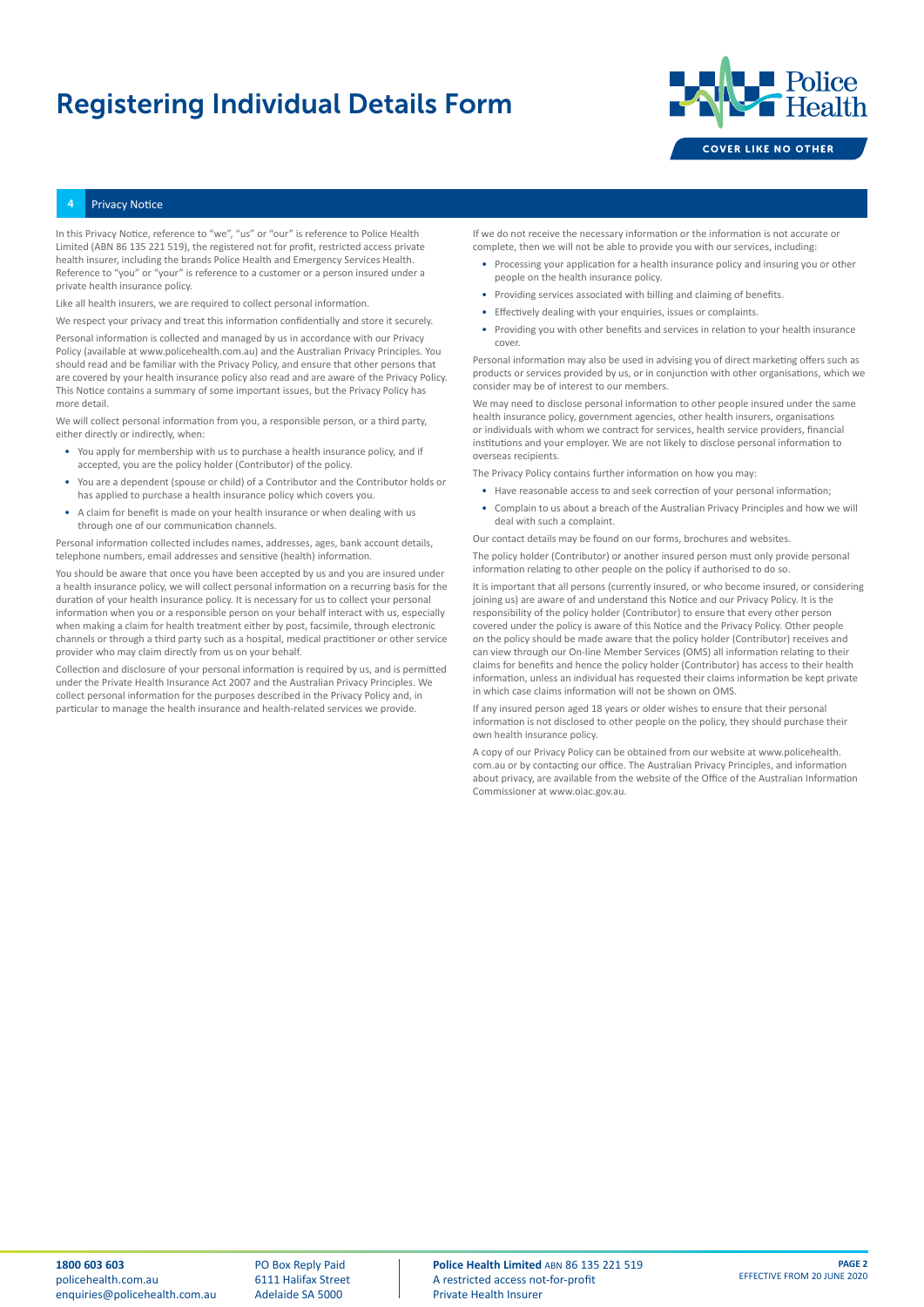# Registering Individual Details Form

## 4 Privacy Notice

In this Privacy Notice, reference to "we", "us" or "our" is reference to Police Health Limited (ABN 86 135 221 519), the registered not for profit, restricted access private health insurer, including the brands Police Health and Emergency Services Health. Reference to "you" or "your" is reference to a customer or a person insured under a private health insurance policy.

Like all health insurers, we are required to collect personal information.

We respect your privacy and treat this information confidentially and store it securely.

Personal information is collected and managed by us in accordance with our Privacy Policy (available at www.policehealth.com.au) and the Australian Privacy Principles. You should read and be familiar with the Privacy Policy, and ensure that other persons that are covered by your health insurance policy also read and are aware of the Privacy Policy. This Notice contains a summary of some important issues, but the Privacy Policy has more detail.

We will collect personal information from you, a responsible person, or a third party, either directly or indirectly, when:

- You apply for membership with us to purchase a health insurance policy, and if accepted, you are the policy holder (Contributor) of the policy.
- You are a dependent (spouse or child) of a Contributor and the Contributor holds or has applied to purchase a health insurance policy which covers you.
- A claim for benefit is made on your health insurance or when dealing with us through one of our communication channels.

Personal information collected includes names, addresses, ages, bank account details, telephone numbers, email addresses and sensitive (health) information.

You should be aware that once you have been accepted by us and you are insured under a health insurance policy, we will collect personal information on a recurring basis for the duration of your health insurance policy. It is necessary for us to collect your personal information when you or a responsible person on your behalf interact with us, especially when making a claim for health treatment either by post, facsimile, through electronic channels or through a third party such as a hospital, medical practitioner or other service provider who may claim directly from us on your behalf.

Collection and disclosure of your personal information is required by us, and is permitted under the Private Health Insurance Act 2007 and the Australian Privacy Principles. We collect personal information for the purposes described in the Privacy Policy and, in particular to manage the health insurance and health-related services we provide.

If we do not receive the necessary information or the information is not accurate or complete, then we will not be able to provide you with our services, including:

- Processing your application for a health insurance policy and insuring you or other people on the health insurance policy.
- Providing services associated with billing and claiming of benefits.
- Effectively dealing with your enquiries, issues or complaints.
- Providing you with other benefits and services in relation to your health insurance cover.

Personal information may also be used in advising you of direct marketing offers such as products or services provided by us, or in conjunction with other organisations, which we consider may be of interest to our members.

We may need to disclose personal information to other people insured under the same health insurance policy, government agencies, other health insurers, organisations or individuals with whom we contract for services, health service providers, financial institutions and your employer. We are not likely to disclose personal information to overseas recipients.

The Privacy Policy contains further information on how you may:

- Have reasonable access to and seek correction of your personal information;
- Complain to us about a breach of the Australian Privacy Principles and how we will deal with such a complaint.

Our contact details may be found on our forms, brochures and websites.

The policy holder (Contributor) or another insured person must only provide personal information relating to other people on the policy if authorised to do so.

It is important that all persons (currently insured, or who become insured, or considering joining us) are aware of and understand this Notice and our Privacy Policy. It is the responsibility of the policy holder (Contributor) to ensure that every other person covered under the policy is aware of this Notice and the Privacy Policy. Other people on the policy should be made aware that the policy holder (Contributor) receives and can view through our On-line Member Services (OMS) all information relating to their claims for benefits and hence the policy holder (Contributor) has access to their health information, unless an individual has requested their claims information be kept private in which case claims information will not be shown on OMS.

If any insured person aged 18 years or older wishes to ensure that their personal information is not disclosed to other people on the policy, they should purchase their own health insurance policy.

A copy of our Privacy Policy can be obtained from our website at www.policehealth.com.au or by contacting our office. The Australian Privacy Principles, and information about privacy, are available from the website of the Office of the Australian Information Commissioner at www.oiac.gov.au.